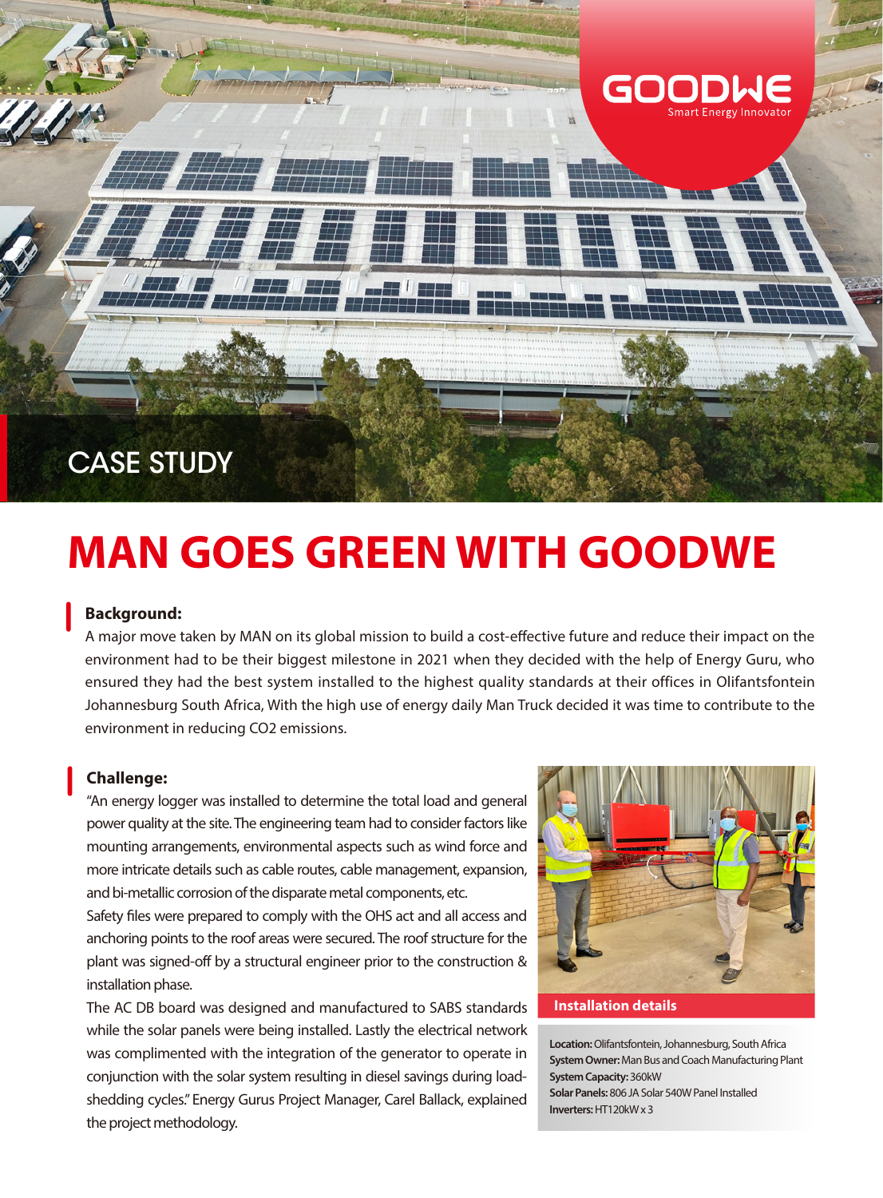CASE STUDY

# MAN GOES GREEN WITH GOODWE

**Background:**

A major move taken by MAN on its global mission to build a cost-effective future and reduce their impact on the environment had to be their biggest milestone in 2021 when they decided with the help of Energy Guru, who ensured they had the best system installed to the highest quality standards at their offices in Olifantsfontein Johannesburg South Africa, With the high use of energy daily Man Truck decided it was time to contribute to the environment in reducing $CO_2$ emissions.

**Challenge:**

"An energy logger was installed to determine the total load and general power quality at the site. The engineering team had to consider factors like mounting arrangements, environmental aspects such as wind force and more intricate details such as cable routes, cable management, expansion, and bi-metallic corrosion of the disparate metal components, etc.

Safety files were prepared to comply with the OHS act and all access and anchoring points to the roof areas were secured. The roof structure for the plant was signed-off by a structural engineer prior to the construction & installation phase.

The AC DB board was designed and manufactured to SABS standards while the solar panels were being installed. Lastly the electrical network was complimented with the integration of the generator to operate in conjunction with the solar system resulting in diesel savings during load-shedding cycles." Energy Gurus Project Manager, Carel Ballack, explained the project methodology.

**Installation details**

**Location:** Olifantsfontein, Johannesburg, South Africa
**System Owner:** Man Bus and Coach Manufacturing Plant
**System Capacity:** 360kW
**Solar Panels:** 806 JA Solar 540W Panel Installed
**Inverters:** HT120kW x 3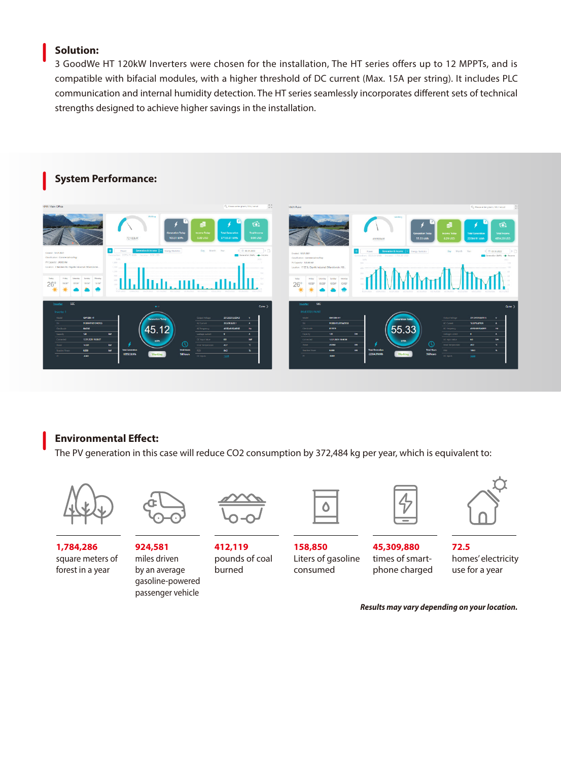## Solution:

3 GoodWe HT 120kW Inverters were chosen for the installation, The HT series offers up to 12 MPPTs, and is compatible with bifacial modules, with a higher threshold of DC current (Max. 15A per string). It includes PLC communication and internal humidity detection. The HT series seamlessly incorporates different sets of technical strengths designed to achieve higher savings in the installation.

## System Performance:

## Environmental Effect:

The PV generation in this case will reduce CO2 consumption by 372,484 kg per year, which is equivalent to:

**1,784,286**
square meters of forest in a year

**924,581**
miles driven by an average gasoline-powered passenger vehicle

**412,119**
pounds of coal burned

**158,850**
Liters of gasoline consumed

**45,309,880**
times of smart-phone charged

**72.5**
homes' electricity use for a year

***Results may vary depending on your location.***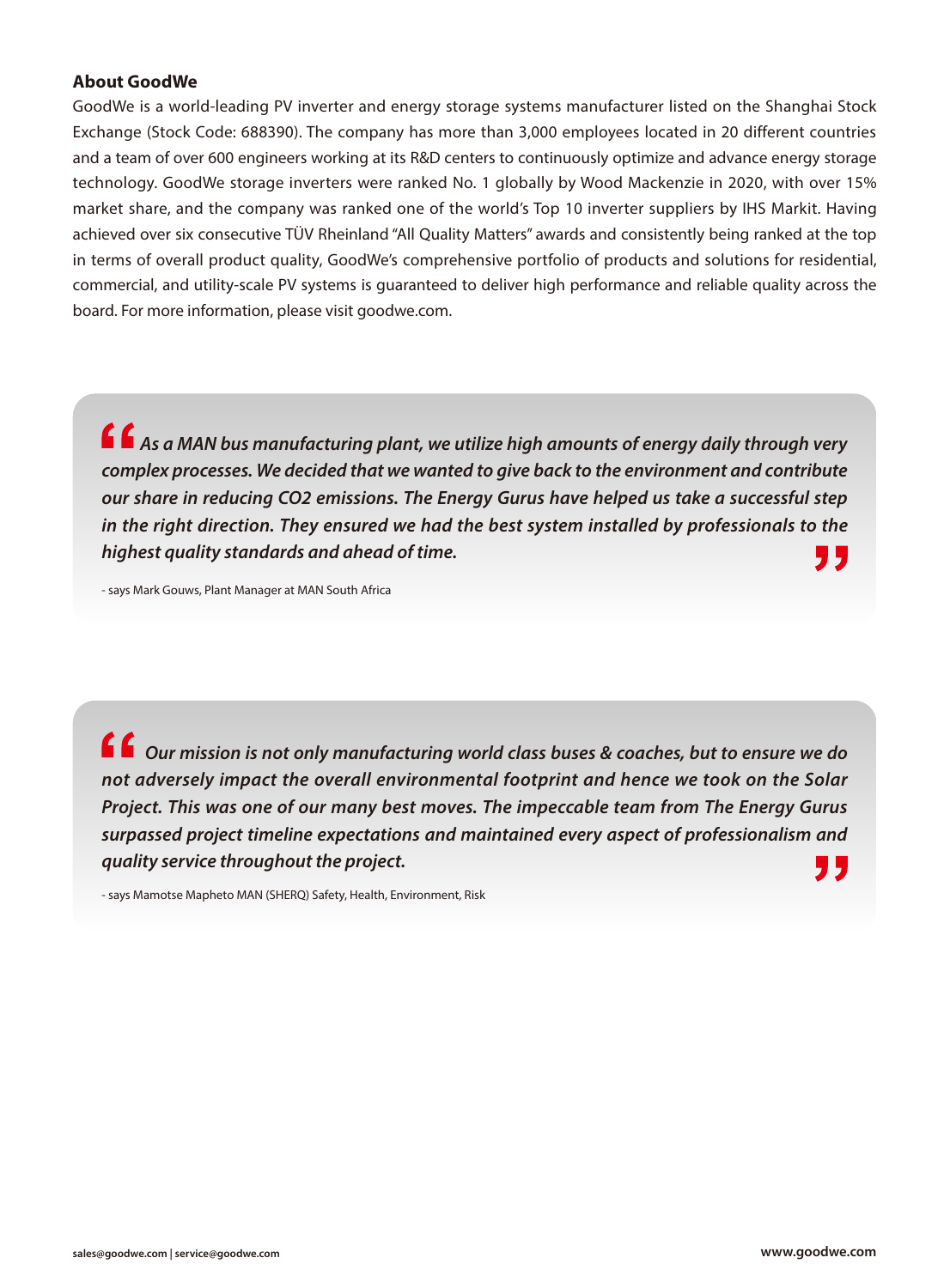**About GoodWe**

GoodWe is a world-leading PV inverter and energy storage systems manufacturer listed on the Shanghai Stock Exchange (Stock Code: 688390). The company has more than 3,000 employees located in 20 different countries and a team of over 600 engineers working at its R&D centers to continuously optimize and advance energy storage technology. GoodWe storage inverters were ranked No. 1 globally by Wood Mackenzie in 2020, with over 15% market share, and the company was ranked one of the world's Top 10 inverter suppliers by IHS Markit. Having achieved over six consecutive TÜV Rheinland "All Quality Matters" awards and consistently being ranked at the top in terms of overall product quality, GoodWe's comprehensive portfolio of products and solutions for residential, commercial, and utility-scale PV systems is guaranteed to deliver high performance and reliable quality across the board. For more information, please visit goodwe.com.

> ***"As a MAN bus manufacturing plant, we utilize high amounts of energy daily through very complex processes. We decided that we wanted to give back to the environment and contribute our share in reducing CO2 emissions. The Energy Gurus have helped us take a successful step in the right direction. They ensured we had the best system installed by professionals to the highest quality standards and ahead of time."***
>
> \- says Mark Gouws, Plant Manager at MAN South Africa

> ***"Our mission is not only manufacturing world class buses & coaches, but to ensure we do not adversely impact the overall environmental footprint and hence we took on the Solar Project. This was one of our many best moves. The impeccable team from The Energy Gurus surpassed project timeline expectations and maintained every aspect of professionalism and quality service throughout the project."***
>
> \- says Mamotse Mapheto MAN (SHERQ) Safety, Health, Environment, Risk

sales@goodwe.com | service@goodwe.com

www.goodwe.com